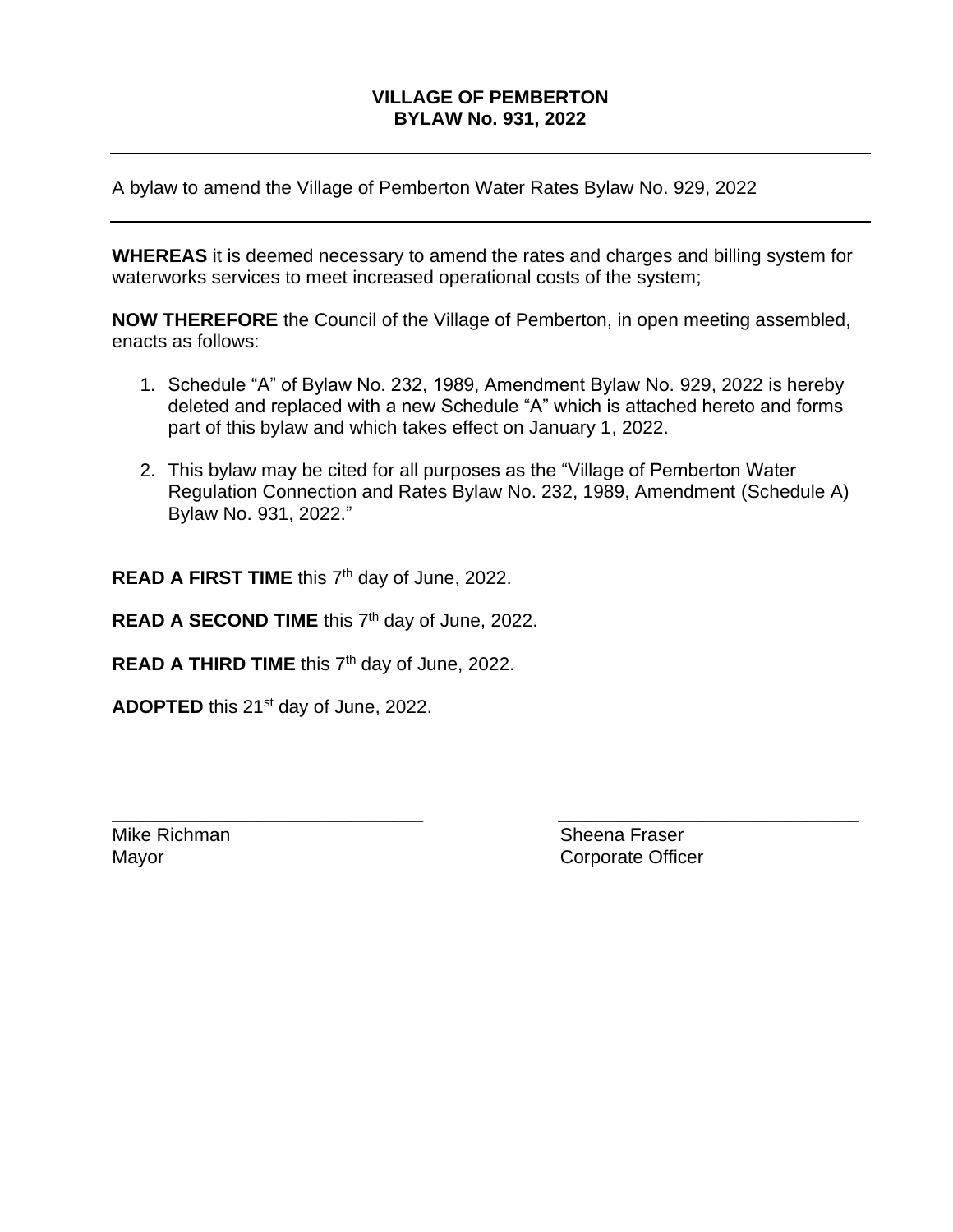# VILLAGE OF PEMBERTON
# BYLAW No. 931, 2022

---

A bylaw to amend the Village of Pemberton Water Rates Bylaw No. 929, 2022

---

**WHEREAS** it is deemed necessary to amend the rates and charges and billing system for waterworks services to meet increased operational costs of the system;

**NOW THEREFORE** the Council of the Village of Pemberton, in open meeting assembled, enacts as follows:

1. Schedule "A" of Bylaw No. 232, 1989, Amendment Bylaw No. 929, 2022 is hereby deleted and replaced with a new Schedule "A" which is attached hereto and forms part of this bylaw and which takes effect on January 1, 2022.

2. This bylaw may be cited for all purposes as the "Village of Pemberton Water Regulation Connection and Rates Bylaw No. 232, 1989, Amendment (Schedule A) Bylaw No. 931, 2022."

**READ A FIRST TIME** this 7th day of June, 2022.

**READ A SECOND TIME** this 7th day of June, 2022.

**READ A THIRD TIME** this 7th day of June, 2022.

**ADOPTED** this 21st day of June, 2022.

| | |
|---|---|
| \_\_\_\_\_\_\_\_\_\_\_\_\_\_\_\_\_\_\_\_\_\_\_\_\_\_\_\_\_\_ | \_\_\_\_\_\_\_\_\_\_\_\_\_\_\_\_\_\_\_\_\_\_\_\_\_\_\_\_\_\_ |
| Mike Richman | Sheena Fraser |
| Mayor | Corporate Officer |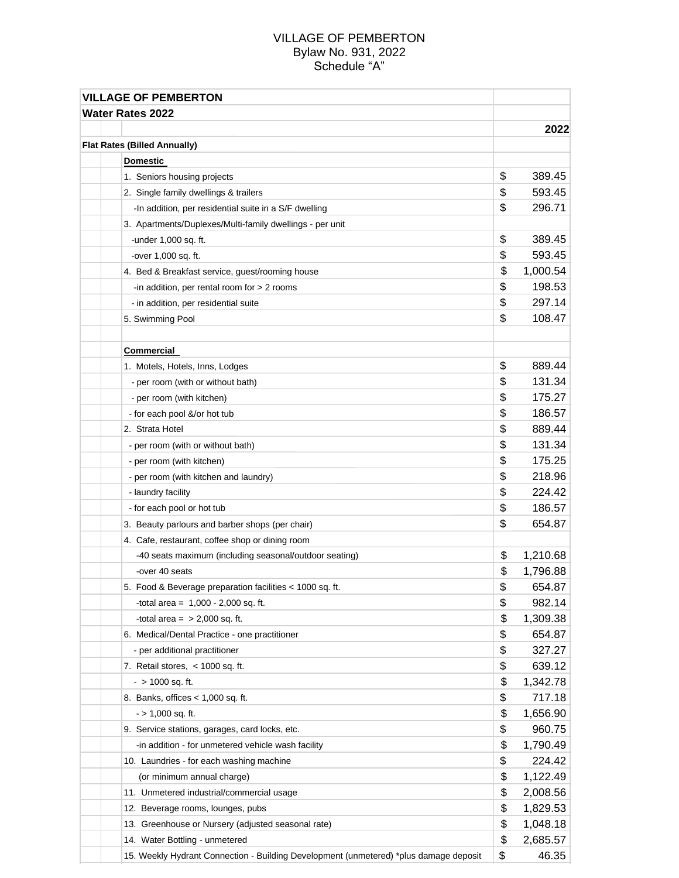VILLAGE OF PEMBERTON
Bylaw No. 931, 2022
Schedule "A"

| VILLAGE OF PEMBERTON | |
|---|---|
| **Water Rates 2022** | |
| | **2022** |
| **Flat Rates (Billed Annually)** | |
| **Domestic** | |
| 1. Seniors housing projects | $ 389.45 |
| 2. Single family dwellings & trailers | $ 593.45 |
| -In addition, per residential suite in a S/F dwelling | $ 296.71 |
| 3. Apartments/Duplexes/Multi-family dwellings - per unit | |
| -under 1,000 sq. ft. | $ 389.45 |
| -over 1,000 sq. ft. | $ 593.45 |
| 4. Bed & Breakfast service, guest/rooming house | $ 1,000.54 |
| -in addition, per rental room for > 2 rooms | $ 198.53 |
| - in addition, per residential suite | $ 297.14 |
| 5. Swimming Pool | $ 108.47 |
| | |
| **Commercial** | |
| 1. Motels, Hotels, Inns, Lodges | $ 889.44 |
| - per room (with or without bath) | $ 131.34 |
| - per room (with kitchen) | $ 175.27 |
| - for each pool &/or hot tub | $ 186.57 |
| 2. Strata Hotel | $ 889.44 |
| - per room (with or without bath) | $ 131.34 |
| - per room (with kitchen) | $ 175.25 |
| - per room (with kitchen and laundry) | $ 218.96 |
| - laundry facility | $ 224.42 |
| - for each pool or hot tub | $ 186.57 |
| 3. Beauty parlours and barber shops (per chair) | $ 654.87 |
| 4. Cafe, restaurant, coffee shop or dining room | |
| -40 seats maximum (including seasonal/outdoor seating) | $ 1,210.68 |
| -over 40 seats | $ 1,796.88 |
| 5. Food & Beverage preparation facilities < 1000 sq. ft. | $ 654.87 |
| -total area = 1,000 - 2,000 sq. ft. | $ 982.14 |
| -total area = > 2,000 sq. ft. | $ 1,309.38 |
| 6. Medical/Dental Practice - one practitioner | $ 654.87 |
| - per additional practitioner | $ 327.27 |
| 7. Retail stores, < 1000 sq. ft. | $ 639.12 |
| - > 1000 sq. ft. | $ 1,342.78 |
| 8. Banks, offices < 1,000 sq. ft. | $ 717.18 |
| - > 1,000 sq. ft. | $ 1,656.90 |
| 9. Service stations, garages, card locks, etc. | $ 960.75 |
| -in addition - for unmetered vehicle wash facility | $ 1,790.49 |
| 10. Laundries - for each washing machine | $ 224.42 |
| (or minimum annual charge) | $ 1,122.49 |
| 11. Unmetered industrial/commercial usage | $ 2,008.56 |
| 12. Beverage rooms, lounges, pubs | $ 1,829.53 |
| 13. Greenhouse or Nursery (adjusted seasonal rate) | $ 1,048.18 |
| 14. Water Bottling - unmetered | $ 2,685.57 |
| 15. Weekly Hydrant Connection - Building Development (unmetered) *plus damage deposit | $ 46.35 |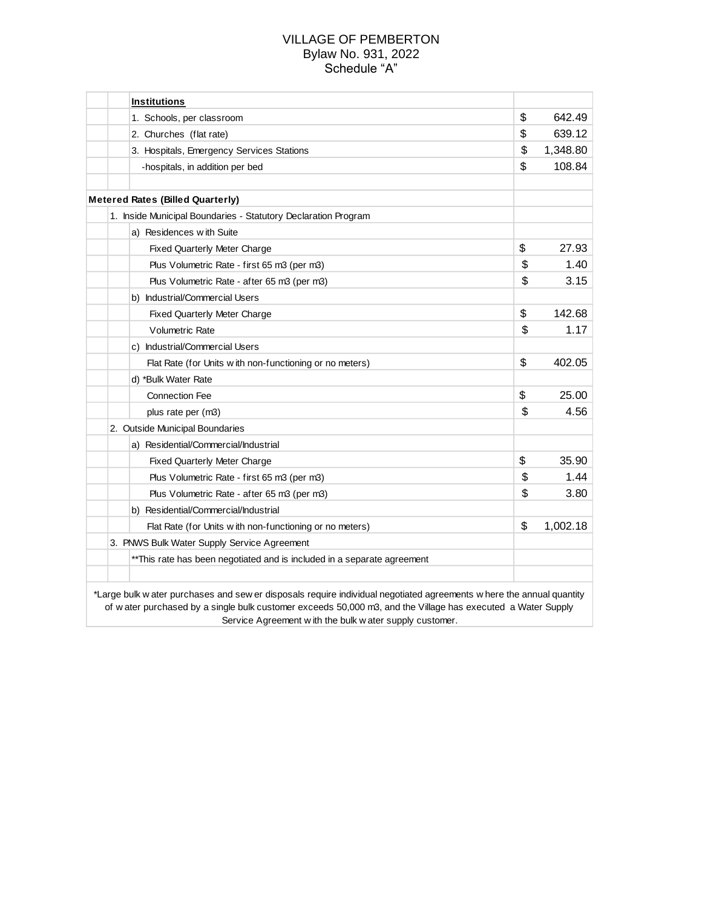VILLAGE OF PEMBERTON
Bylaw No. 931, 2022
Schedule "A"

| | | |
|---|---|---|
| **Institutions** | | |
| 1. Schools, per classroom | $ | 642.49 |
| 2. Churches (flat rate) | $ | 639.12 |
| 3. Hospitals, Emergency Services Stations | $ | 1,348.80 |
| -hospitals, in addition per bed | $ | 108.84 |
| | | |
| **Metered Rates (Billed Quarterly)** | | |
| 1. Inside Municipal Boundaries - Statutory Declaration Program | | |
| a) Residences with Suite | | |
| Fixed Quarterly Meter Charge | $ | 27.93 |
| Plus Volumetric Rate - first 65 m3 (per m3) | $ | 1.40 |
| Plus Volumetric Rate - after 65 m3 (per m3) | $ | 3.15 |
| b) Industrial/Commercial Users | | |
| Fixed Quarterly Meter Charge | $ | 142.68 |
| Volumetric Rate | $ | 1.17 |
| c) Industrial/Commercial Users | | |
| Flat Rate (for Units with non-functioning or no meters) | $ | 402.05 |
| d) *Bulk Water Rate | | |
| Connection Fee | $ | 25.00 |
| plus rate per (m3) | $ | 4.56 |
| 2. Outside Municipal Boundaries | | |
| a) Residential/Commercial/Industrial | | |
| Fixed Quarterly Meter Charge | $ | 35.90 |
| Plus Volumetric Rate - first 65 m3 (per m3) | $ | 1.44 |
| Plus Volumetric Rate - after 65 m3 (per m3) | $ | 3.80 |
| b) Residential/Commercial/Industrial | | |
| Flat Rate (for Units with non-functioning or no meters) | $ | 1,002.18 |
| 3. PNWS Bulk Water Supply Service Agreement | | |
| **This rate has been negotiated and is included in a separate agreement | | |

*Large bulk water purchases and sewer disposals require individual negotiated agreements where the annual quantity of water purchased by a single bulk customer exceeds 50,000 m3, and the Village has executed a Water Supply Service Agreement with the bulk water supply customer.